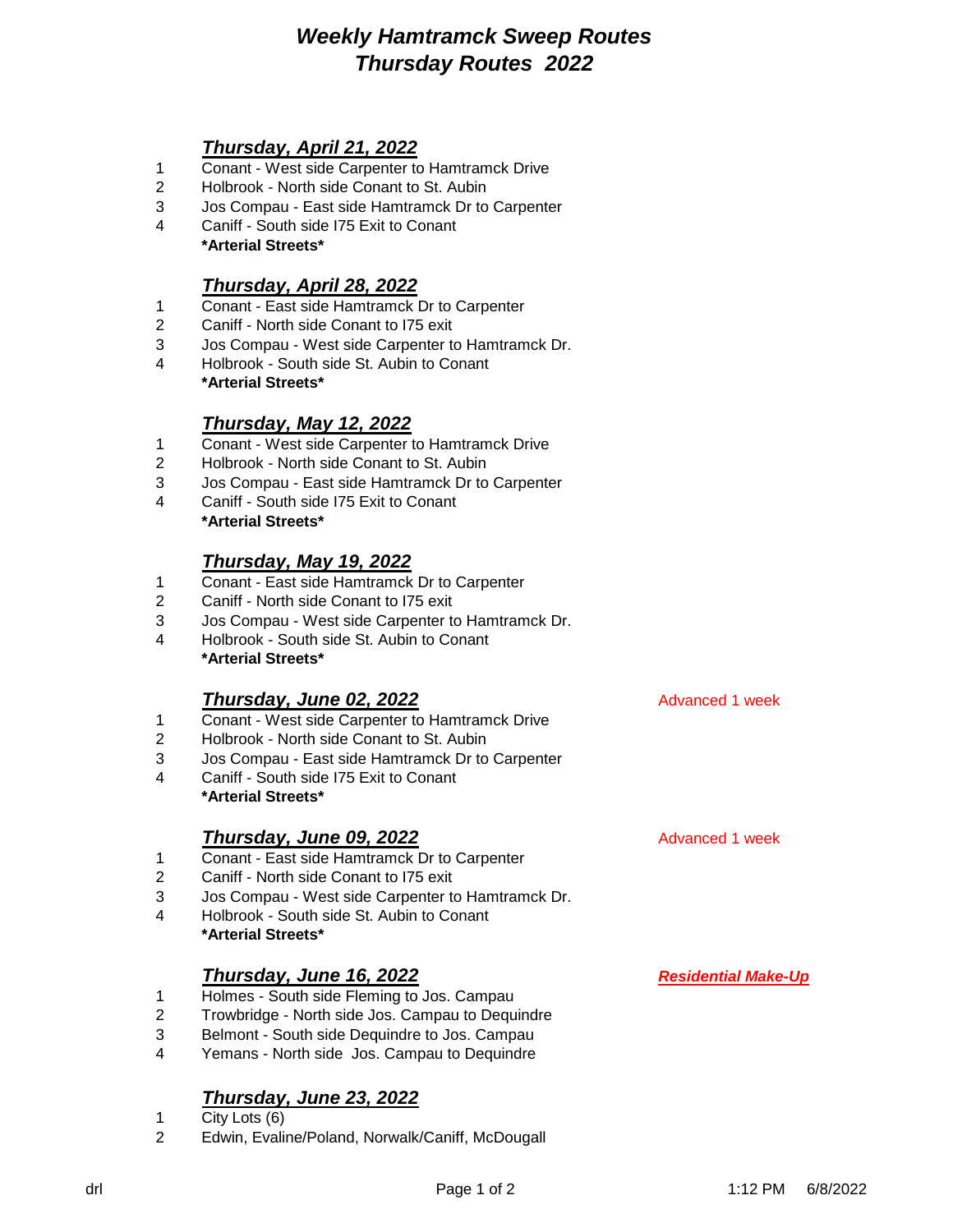# *Weekly Hamtramck Sweep Routes*
# *Thursday Routes 2022*

### ***Thursday, April 21, 2022***

1. Conant - West side Carpenter to Hamtramck Drive
2. Holbrook - North side Conant to St. Aubin
3. Jos Compau - East side Hamtramck Dr to Carpenter
4. Caniff - South side I75 Exit to Conant

**\*Arterial Streets\***

### ***Thursday, April 28, 2022***

1. Conant - East side Hamtramck Dr to Carpenter
2. Caniff - North side Conant to I75 exit
3. Jos Compau - West side Carpenter to Hamtramck Dr.
4. Holbrook - South side St. Aubin to Conant

**\*Arterial Streets\***

### ***Thursday, May 12, 2022***

1. Conant - West side Carpenter to Hamtramck Drive
2. Holbrook - North side Conant to St. Aubin
3. Jos Compau - East side Hamtramck Dr to Carpenter
4. Caniff - South side I75 Exit to Conant

**\*Arterial Streets\***

### ***Thursday, May 19, 2022***

1. Conant - East side Hamtramck Dr to Carpenter
2. Caniff - North side Conant to I75 exit
3. Jos Compau - West side Carpenter to Hamtramck Dr.
4. Holbrook - South side St. Aubin to Conant

**\*Arterial Streets\***

### ***Thursday, June 02, 2022*** — Advanced 1 week

1. Conant - West side Carpenter to Hamtramck Drive
2. Holbrook - North side Conant to St. Aubin
3. Jos Compau - East side Hamtramck Dr to Carpenter
4. Caniff - South side I75 Exit to Conant

**\*Arterial Streets\***

### ***Thursday, June 09, 2022*** — Advanced 1 week

1. Conant - East side Hamtramck Dr to Carpenter
2. Caniff - North side Conant to I75 exit
3. Jos Compau - West side Carpenter to Hamtramck Dr.
4. Holbrook - South side St. Aubin to Conant

**\*Arterial Streets\***

### ***Thursday, June 16, 2022*** — ***Residential Make-Up***

1. Holmes - South side Fleming to Jos. Campau
2. Trowbridge - North side Jos. Campau to Dequindre
3. Belmont - South side Dequindre to Jos. Campau
4. Yemans - North side Jos. Campau to Dequindre

### ***Thursday, June 23, 2022***

1. City Lots (6)
2. Edwin, Evaline/Poland, Norwalk/Caniff, McDougall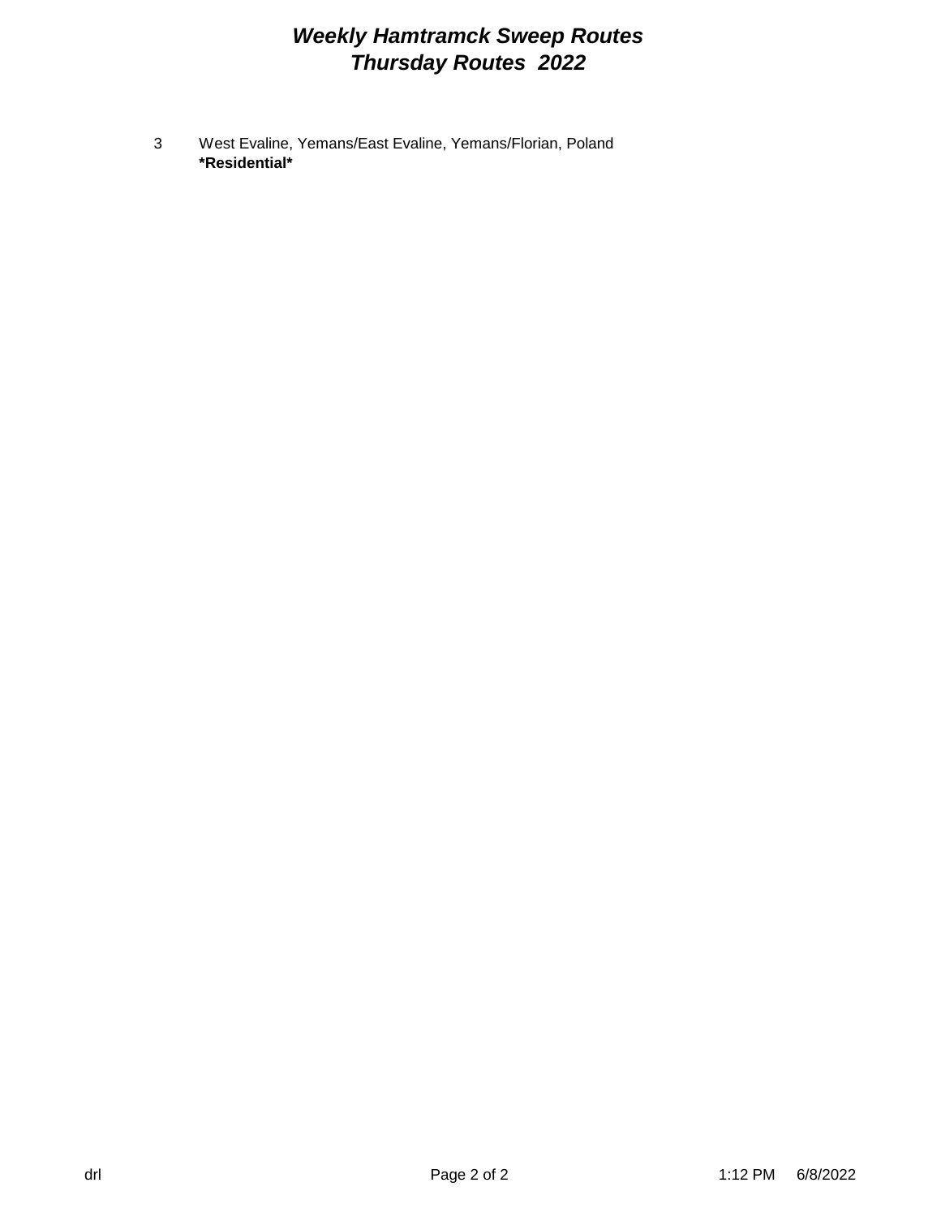# *Weekly Hamtramck Sweep Routes*
# *Thursday Routes 2022*

3 West Evaline, Yemans/East Evaline, Yemans/Florian, Poland
**\*Residential\***